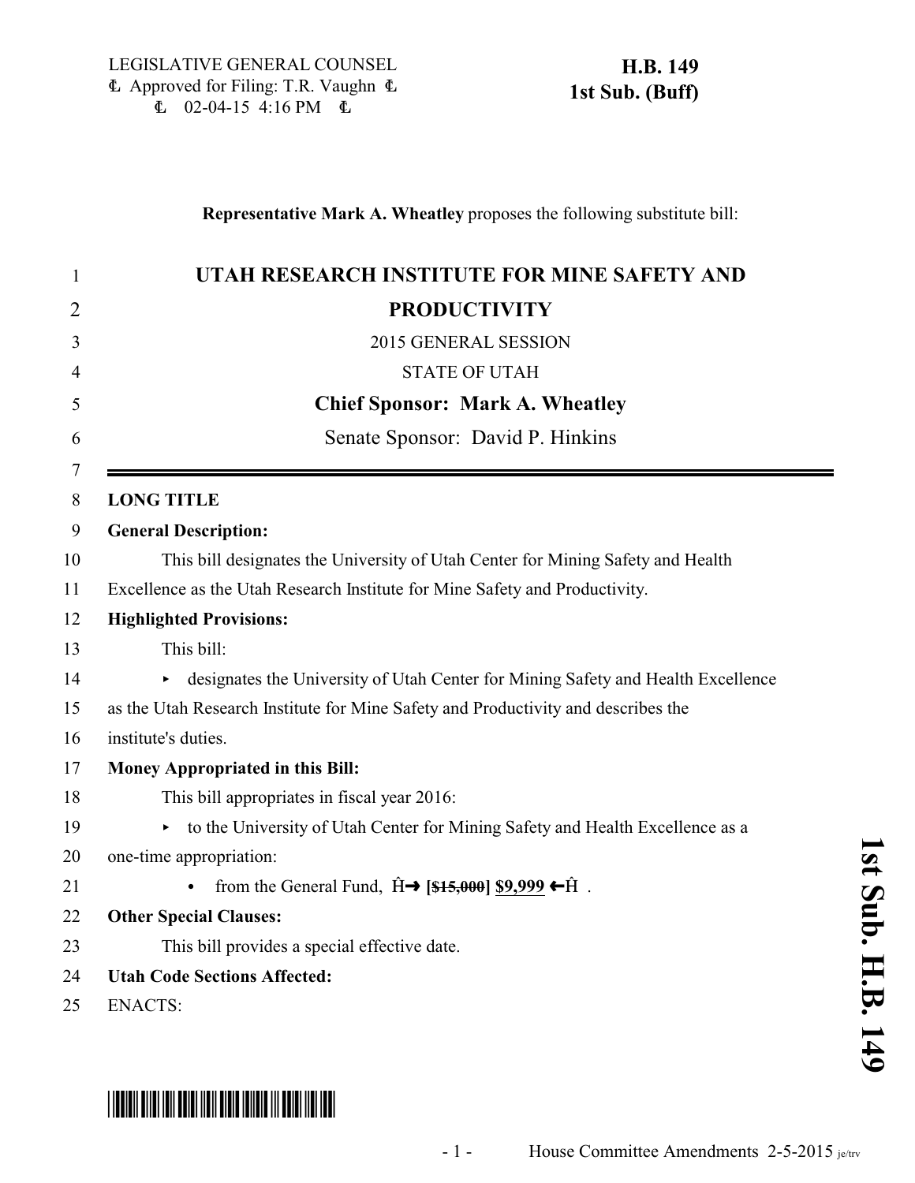LEGISLATIVE GENERAL COUNSEL
Approved for Filing: T.R. Vaughn
02-04-15 4:16 PM

**H.B. 149**
**1st Sub. (Buff)**

**Representative Mark A. Wheatley** proposes the following substitute bill:

# UTAH RESEARCH INSTITUTE FOR MINE SAFETY AND PRODUCTIVITY

2015 GENERAL SESSION

STATE OF UTAH

**Chief Sponsor: Mark A. Wheatley**

Senate Sponsor: David P. Hinkins

**LONG TITLE**

**General Description:**

This bill designates the University of Utah Center for Mining Safety and Health Excellence as the Utah Research Institute for Mine Safety and Productivity.

**Highlighted Provisions:**

This bill:

- designates the University of Utah Center for Mining Safety and Health Excellence as the Utah Research Institute for Mine Safety and Productivity and describes the institute's duties.

**Money Appropriated in this Bill:**

This bill appropriates in fiscal year 2016:

- to the University of Utah Center for Mining Safety and Health Excellence as a one-time appropriation:
  - from the General Fund, Ĥ→ [~~$15,000~~] $9,999 ←Ĥ .

**Other Special Clauses:**

This bill provides a special effective date.

**Utah Code Sections Affected:**

ENACTS:

House Committee Amendments 2-5-2015 je/trv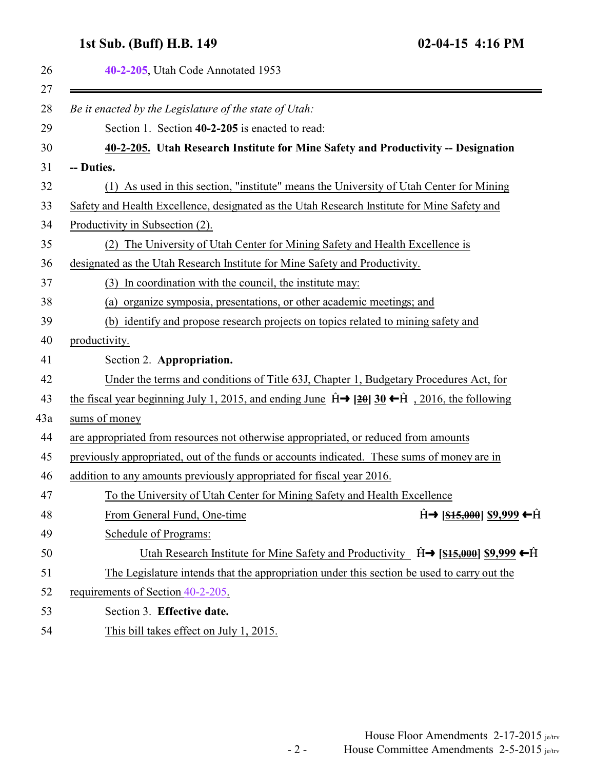40-2-205, Utah Code Annotated 1953

---

*Be it enacted by the Legislature of the state of Utah:*

Section 1. Section **40-2-205** is enacted to read:

**40-2-205. Utah Research Institute for Mine Safety and Productivity -- Designation -- Duties.**

(1) As used in this section, "institute" means the University of Utah Center for Mining Safety and Health Excellence, designated as the Utah Research Institute for Mine Safety and Productivity in Subsection (2).

(2) The University of Utah Center for Mining Safety and Health Excellence is designated as the Utah Research Institute for Mine Safety and Productivity.

(3) In coordination with the council, the institute may:

(a) organize symposia, presentations, or other academic meetings; and

(b) identify and propose research projects on topics related to mining safety and productivity.

Section 2. **Appropriation.**

Under the terms and conditions of Title 63J, Chapter 1, Budgetary Procedures Act, for the fiscal year beginning July 1, 2015, and ending June Ĥ→ [~~20~~] 30 ←Ĥ , 2016, the following sums of money are appropriated from resources not otherwise appropriated, or reduced from amounts previously appropriated, out of the funds or accounts indicated. These sums of money are in addition to any amounts previously appropriated for fiscal year 2016.

To the University of Utah Center for Mining Safety and Health Excellence

From General Fund, One-time Ĥ→ [~~$15,000~~] $9,999 ←Ĥ

Schedule of Programs:

Utah Research Institute for Mine Safety and Productivity Ĥ→ [~~$15,000~~] $9,999 ←Ĥ

The Legislature intends that the appropriation under this section be used to carry out the requirements of Section 40-2-205.

Section 3. **Effective date.**

This bill takes effect on July 1, 2015.

House Floor Amendments 2-17-2015 je/trv
House Committee Amendments 2-5-2015 je/trv